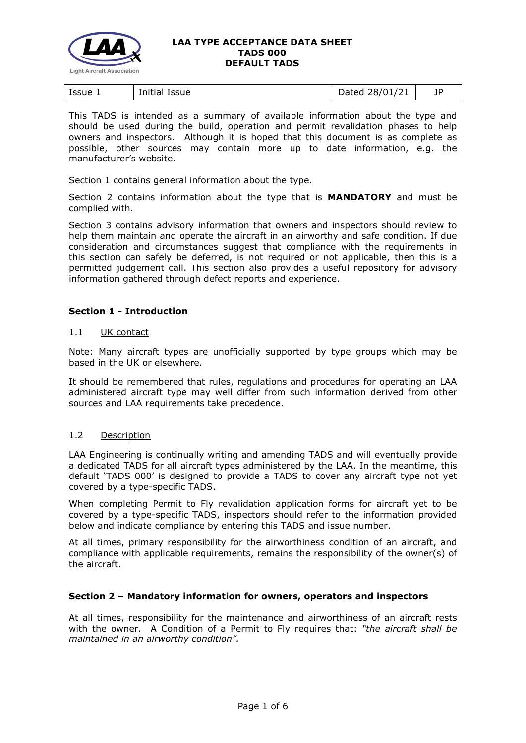**LAA TYPE ACCEPTANCE DATA SHEET**
**TADS 000**
**DEFAULT TADS**

| Issue 1 | Initial Issue | Dated 28/01/21 | JP |
|---|---|---|---|

This TADS is intended as a summary of available information about the type and should be used during the build, operation and permit revalidation phases to help owners and inspectors. Although it is hoped that this document is as complete as possible, other sources may contain more up to date information, e.g. the manufacturer's website.

Section 1 contains general information about the type.

Section 2 contains information about the type that is **MANDATORY** and must be complied with.

Section 3 contains advisory information that owners and inspectors should review to help them maintain and operate the aircraft in an airworthy and safe condition. If due consideration and circumstances suggest that compliance with the requirements in this section can safely be deferred, is not required or not applicable, then this is a permitted judgement call. This section also provides a useful repository for advisory information gathered through defect reports and experience.

## Section 1 - Introduction

### 1.1 UK contact

Note: Many aircraft types are unofficially supported by type groups which may be based in the UK or elsewhere.

It should be remembered that rules, regulations and procedures for operating an LAA administered aircraft type may well differ from such information derived from other sources and LAA requirements take precedence.

### 1.2 Description

LAA Engineering is continually writing and amending TADS and will eventually provide a dedicated TADS for all aircraft types administered by the LAA. In the meantime, this default 'TADS 000' is designed to provide a TADS to cover any aircraft type not yet covered by a type-specific TADS.

When completing Permit to Fly revalidation application forms for aircraft yet to be covered by a type-specific TADS, inspectors should refer to the information provided below and indicate compliance by entering this TADS and issue number.

At all times, primary responsibility for the airworthiness condition of an aircraft, and compliance with applicable requirements, remains the responsibility of the owner(s) of the aircraft.

## Section 2 – Mandatory information for owners, operators and inspectors

At all times, responsibility for the maintenance and airworthiness of an aircraft rests with the owner. A Condition of a Permit to Fly requires that: *"the aircraft shall be maintained in an airworthy condition".*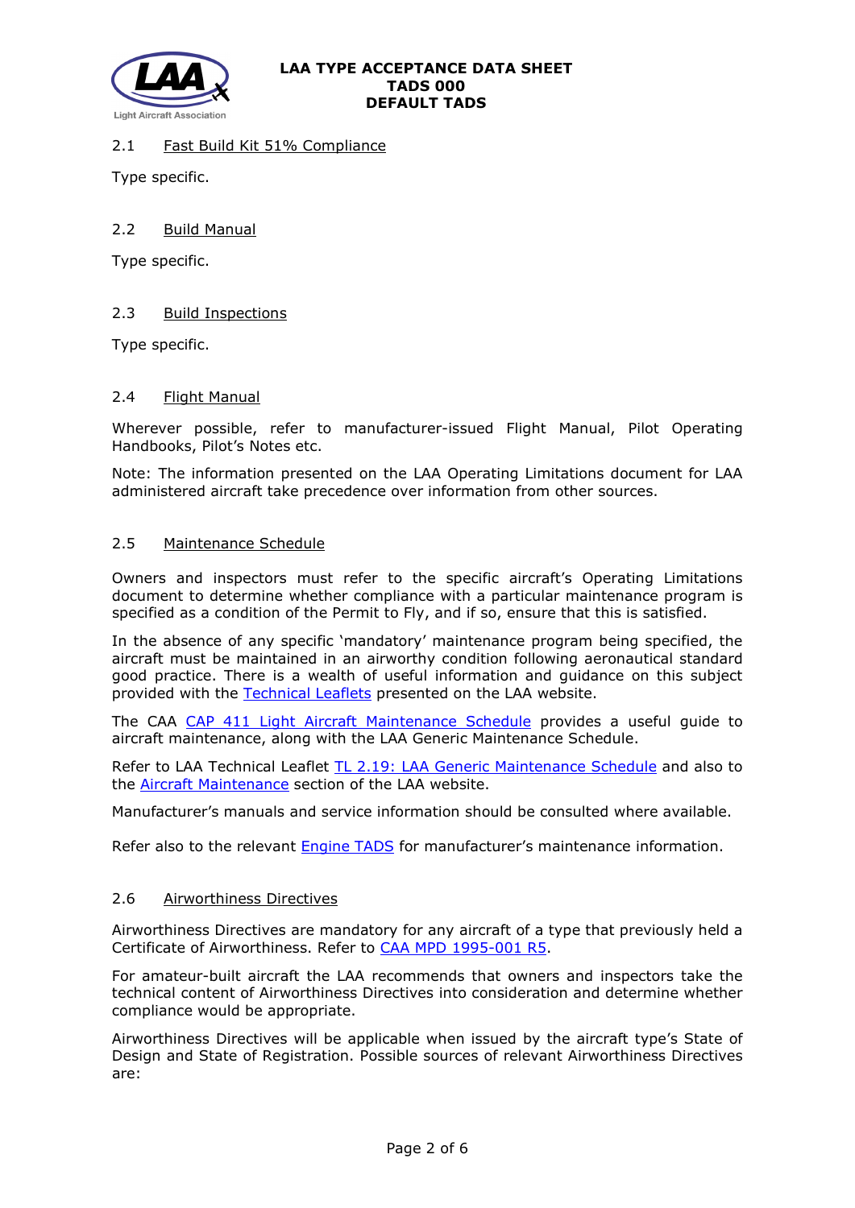### 2.1 Fast Build Kit 51% Compliance

Type specific.

### 2.2 Build Manual

Type specific.

### 2.3 Build Inspections

Type specific.

### 2.4 Flight Manual

Wherever possible, refer to manufacturer-issued Flight Manual, Pilot Operating Handbooks, Pilot's Notes etc.

Note: The information presented on the LAA Operating Limitations document for LAA administered aircraft take precedence over information from other sources.

### 2.5 Maintenance Schedule

Owners and inspectors must refer to the specific aircraft's Operating Limitations document to determine whether compliance with a particular maintenance program is specified as a condition of the Permit to Fly, and if so, ensure that this is satisfied.

In the absence of any specific 'mandatory' maintenance program being specified, the aircraft must be maintained in an airworthy condition following aeronautical standard good practice. There is a wealth of useful information and guidance on this subject provided with the Technical Leaflets presented on the LAA website.

The CAA CAP 411 Light Aircraft Maintenance Schedule provides a useful guide to aircraft maintenance, along with the LAA Generic Maintenance Schedule.

Refer to LAA Technical Leaflet TL 2.19: LAA Generic Maintenance Schedule and also to the Aircraft Maintenance section of the LAA website.

Manufacturer's manuals and service information should be consulted where available.

Refer also to the relevant Engine TADS for manufacturer's maintenance information.

### 2.6 Airworthiness Directives

Airworthiness Directives are mandatory for any aircraft of a type that previously held a Certificate of Airworthiness. Refer to CAA MPD 1995-001 R5.

For amateur-built aircraft the LAA recommends that owners and inspectors take the technical content of Airworthiness Directives into consideration and determine whether compliance would be appropriate.

Airworthiness Directives will be applicable when issued by the aircraft type's State of Design and State of Registration. Possible sources of relevant Airworthiness Directives are: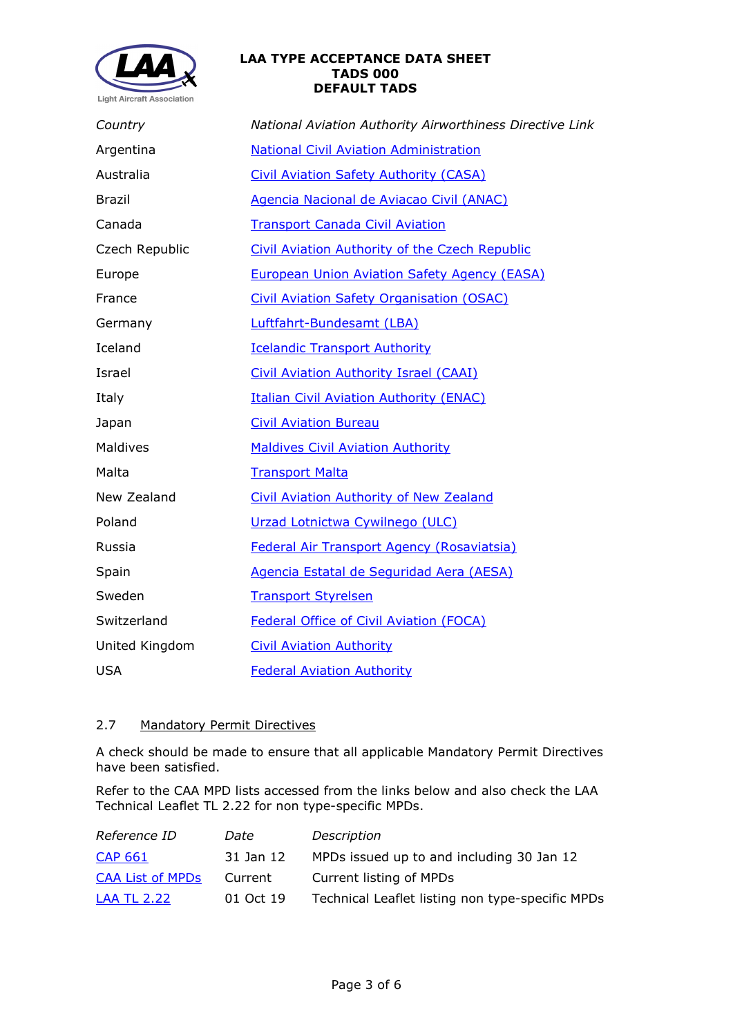| *Country* | *National Aviation Authority Airworthiness Directive Link* |
|---|---|
| Argentina | National Civil Aviation Administration |
| Australia | Civil Aviation Safety Authority (CASA) |
| Brazil | Agencia Nacional de Aviacao Civil (ANAC) |
| Canada | Transport Canada Civil Aviation |
| Czech Republic | Civil Aviation Authority of the Czech Republic |
| Europe | European Union Aviation Safety Agency (EASA) |
| France | Civil Aviation Safety Organisation (OSAC) |
| Germany | Luftfahrt-Bundesamt (LBA) |
| Iceland | Icelandic Transport Authority |
| Israel | Civil Aviation Authority Israel (CAAI) |
| Italy | Italian Civil Aviation Authority (ENAC) |
| Japan | Civil Aviation Bureau |
| Maldives | Maldives Civil Aviation Authority |
| Malta | Transport Malta |
| New Zealand | Civil Aviation Authority of New Zealand |
| Poland | Urzad Lotnictwa Cywilnego (ULC) |
| Russia | Federal Air Transport Agency (Rosaviatsia) |
| Spain | Agencia Estatal de Seguridad Aera (AESA) |
| Sweden | Transport Styrelsen |
| Switzerland | Federal Office of Civil Aviation (FOCA) |
| United Kingdom | Civil Aviation Authority |
| USA | Federal Aviation Authority |

### 2.7 Mandatory Permit Directives

A check should be made to ensure that all applicable Mandatory Permit Directives have been satisfied.

Refer to the CAA MPD lists accessed from the links below and also check the LAA Technical Leaflet TL 2.22 for non type-specific MPDs.

| *Reference ID* | *Date* | *Description* |
|---|---|---|
| CAP 661 | 31 Jan 12 | MPDs issued up to and including 30 Jan 12 |
| CAA List of MPDs | Current | Current listing of MPDs |
| LAA TL 2.22 | 01 Oct 19 | Technical Leaflet listing non type-specific MPDs |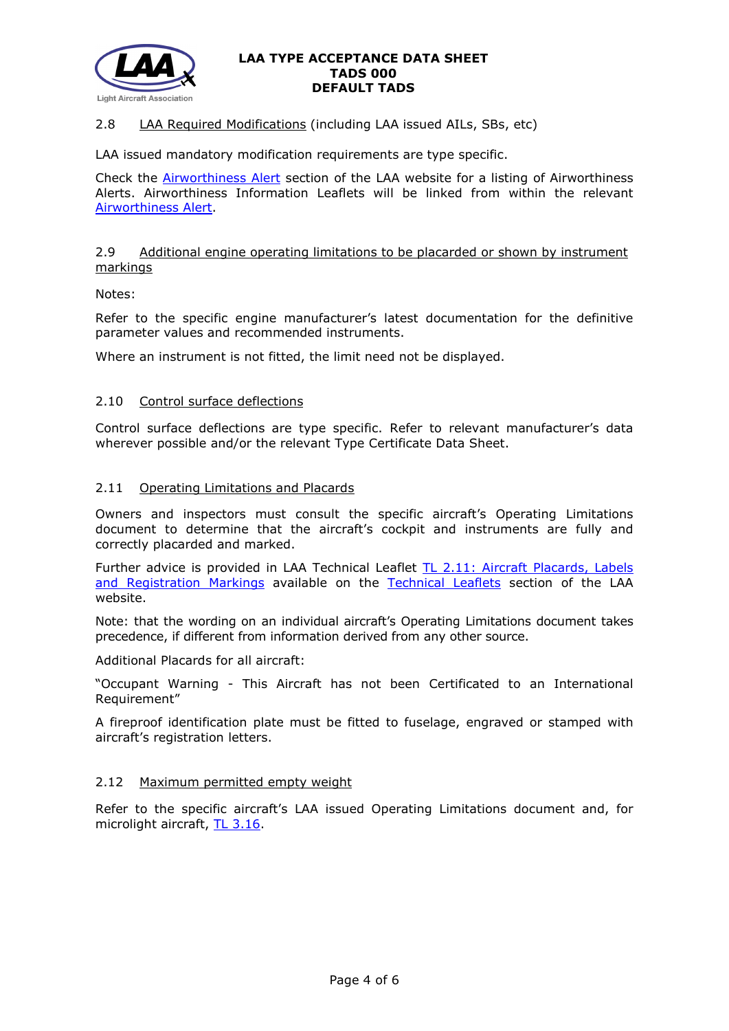### 2.8 LAA Required Modifications (including LAA issued AILs, SBs, etc)

LAA issued mandatory modification requirements are type specific.

Check the Airworthiness Alert section of the LAA website for a listing of Airworthiness Alerts. Airworthiness Information Leaflets will be linked from within the relevant Airworthiness Alert.

### 2.9 Additional engine operating limitations to be placarded or shown by instrument markings

Notes:

Refer to the specific engine manufacturer's latest documentation for the definitive parameter values and recommended instruments.

Where an instrument is not fitted, the limit need not be displayed.

### 2.10 Control surface deflections

Control surface deflections are type specific. Refer to relevant manufacturer's data wherever possible and/or the relevant Type Certificate Data Sheet.

### 2.11 Operating Limitations and Placards

Owners and inspectors must consult the specific aircraft's Operating Limitations document to determine that the aircraft's cockpit and instruments are fully and correctly placarded and marked.

Further advice is provided in LAA Technical Leaflet TL 2.11: Aircraft Placards, Labels and Registration Markings available on the Technical Leaflets section of the LAA website.

Note: that the wording on an individual aircraft's Operating Limitations document takes precedence, if different from information derived from any other source.

Additional Placards for all aircraft:

"Occupant Warning - This Aircraft has not been Certificated to an International Requirement"

A fireproof identification plate must be fitted to fuselage, engraved or stamped with aircraft's registration letters.

### 2.12 Maximum permitted empty weight

Refer to the specific aircraft's LAA issued Operating Limitations document and, for microlight aircraft, TL 3.16.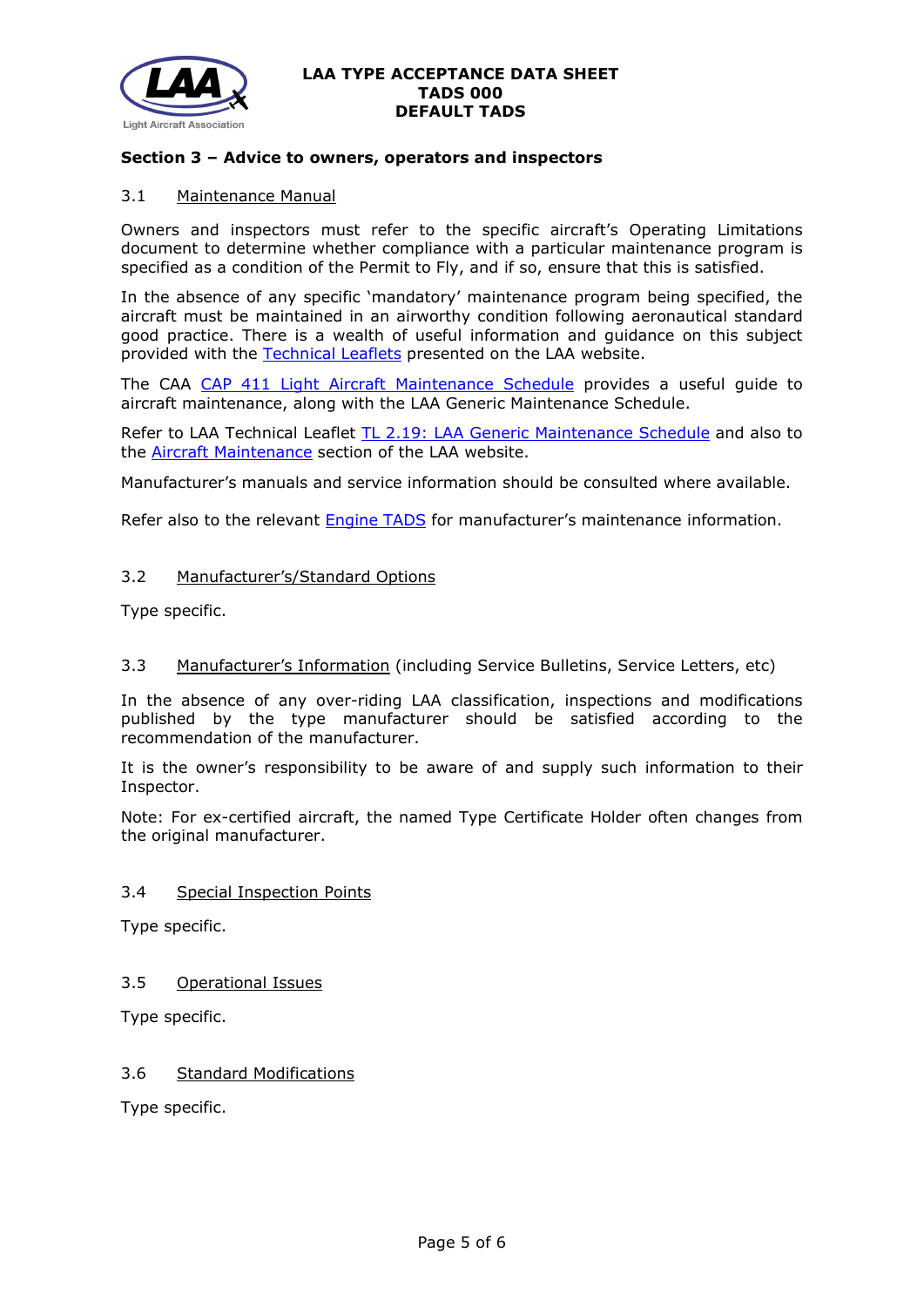## Section 3 – Advice to owners, operators and inspectors

### 3.1 Maintenance Manual

Owners and inspectors must refer to the specific aircraft's Operating Limitations document to determine whether compliance with a particular maintenance program is specified as a condition of the Permit to Fly, and if so, ensure that this is satisfied.

In the absence of any specific 'mandatory' maintenance program being specified, the aircraft must be maintained in an airworthy condition following aeronautical standard good practice. There is a wealth of useful information and guidance on this subject provided with the Technical Leaflets presented on the LAA website.

The CAA CAP 411 Light Aircraft Maintenance Schedule provides a useful guide to aircraft maintenance, along with the LAA Generic Maintenance Schedule.

Refer to LAA Technical Leaflet TL 2.19: LAA Generic Maintenance Schedule and also to the Aircraft Maintenance section of the LAA website.

Manufacturer's manuals and service information should be consulted where available.

Refer also to the relevant Engine TADS for manufacturer's maintenance information.

### 3.2 Manufacturer's/Standard Options

Type specific.

### 3.3 Manufacturer's Information (including Service Bulletins, Service Letters, etc)

In the absence of any over-riding LAA classification, inspections and modifications published by the type manufacturer should be satisfied according to the recommendation of the manufacturer.

It is the owner's responsibility to be aware of and supply such information to their Inspector.

Note: For ex-certified aircraft, the named Type Certificate Holder often changes from the original manufacturer.

### 3.4 Special Inspection Points

Type specific.

### 3.5 Operational Issues

Type specific.

### 3.6 Standard Modifications

Type specific.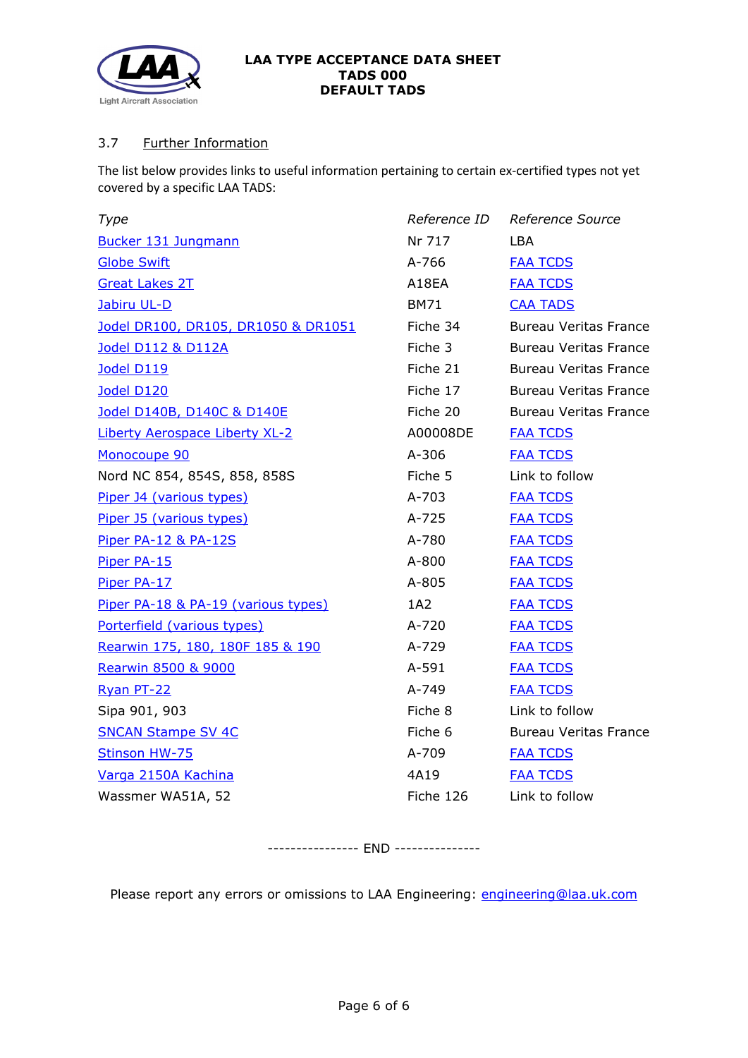### 3.7 Further Information

The list below provides links to useful information pertaining to certain ex-certified types not yet covered by a specific LAA TADS:

| *Type* | *Reference ID* | *Reference Source* |
|---|---|---|
| Bucker 131 Jungmann | Nr 717 | LBA |
| Globe Swift | A-766 | FAA TCDS |
| Great Lakes 2T | A18EA | FAA TCDS |
| Jabiru UL-D | BM71 | CAA TADS |
| Jodel DR100, DR105, DR1050 & DR1051 | Fiche 34 | Bureau Veritas France |
| Jodel D112 & D112A | Fiche 3 | Bureau Veritas France |
| Jodel D119 | Fiche 21 | Bureau Veritas France |
| Jodel D120 | Fiche 17 | Bureau Veritas France |
| Jodel D140B, D140C & D140E | Fiche 20 | Bureau Veritas France |
| Liberty Aerospace Liberty XL-2 | A00008DE | FAA TCDS |
| Monocoupe 90 | A-306 | FAA TCDS |
| Nord NC 854, 854S, 858, 858S | Fiche 5 | Link to follow |
| Piper J4 (various types) | A-703 | FAA TCDS |
| Piper J5 (various types) | A-725 | FAA TCDS |
| Piper PA-12 & PA-12S | A-780 | FAA TCDS |
| Piper PA-15 | A-800 | FAA TCDS |
| Piper PA-17 | A-805 | FAA TCDS |
| Piper PA-18 & PA-19 (various types) | 1A2 | FAA TCDS |
| Porterfield (various types) | A-720 | FAA TCDS |
| Rearwin 175, 180, 180F 185 & 190 | A-729 | FAA TCDS |
| Rearwin 8500 & 9000 | A-591 | FAA TCDS |
| Ryan PT-22 | A-749 | FAA TCDS |
| Sipa 901, 903 | Fiche 8 | Link to follow |
| SNCAN Stampe SV 4C | Fiche 6 | Bureau Veritas France |
| Stinson HW-75 | A-709 | FAA TCDS |
| Varga 2150A Kachina | 4A19 | FAA TCDS |
| Wassmer WA51A, 52 | Fiche 126 | Link to follow |

---------------- END ---------------

Please report any errors or omissions to LAA Engineering: engineering@laa.uk.com